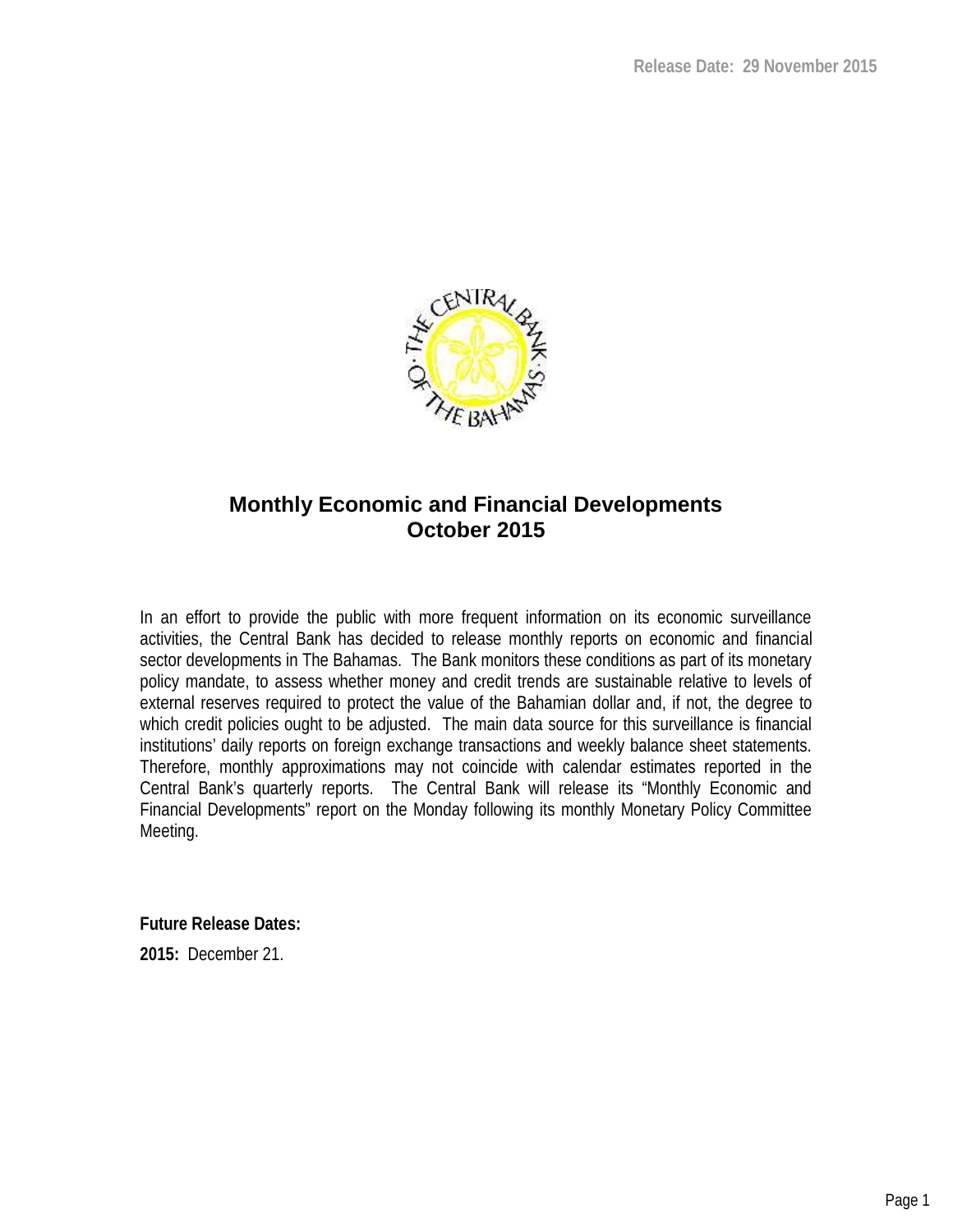Release Date: 29 November 2015

# Monthly Economic and Financial Developments
## October 2015

In an effort to provide the public with more frequent information on its economic surveillance activities, the Central Bank has decided to release monthly reports on economic and financial sector developments in The Bahamas. The Bank monitors these conditions as part of its monetary policy mandate, to assess whether money and credit trends are sustainable relative to levels of external reserves required to protect the value of the Bahamian dollar and, if not, the degree to which credit policies ought to be adjusted. The main data source for this surveillance is financial institutions' daily reports on foreign exchange transactions and weekly balance sheet statements. Therefore, monthly approximations may not coincide with calendar estimates reported in the Central Bank's quarterly reports. The Central Bank will release its "Monthly Economic and Financial Developments" report on the Monday following its monthly Monetary Policy Committee Meeting.

**Future Release Dates:**

**2015:** December 21.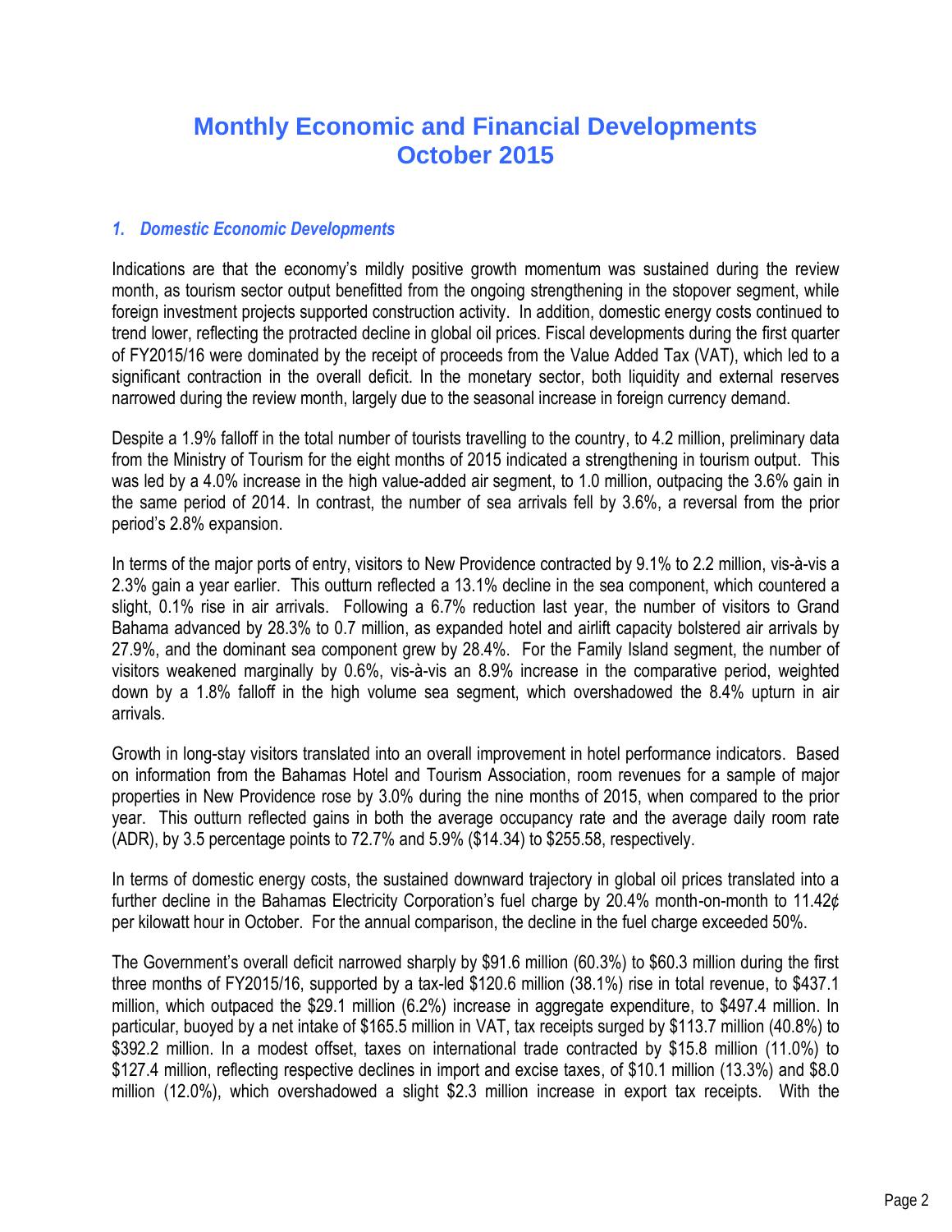# Monthly Economic and Financial Developments
# October 2015

### *1. Domestic Economic Developments*

Indications are that the economy's mildly positive growth momentum was sustained during the review month, as tourism sector output benefitted from the ongoing strengthening in the stopover segment, while foreign investment projects supported construction activity. In addition, domestic energy costs continued to trend lower, reflecting the protracted decline in global oil prices. Fiscal developments during the first quarter of FY2015/16 were dominated by the receipt of proceeds from the Value Added Tax (VAT), which led to a significant contraction in the overall deficit. In the monetary sector, both liquidity and external reserves narrowed during the review month, largely due to the seasonal increase in foreign currency demand.

Despite a 1.9% falloff in the total number of tourists travelling to the country, to 4.2 million, preliminary data from the Ministry of Tourism for the eight months of 2015 indicated a strengthening in tourism output. This was led by a 4.0% increase in the high value-added air segment, to 1.0 million, outpacing the 3.6% gain in the same period of 2014. In contrast, the number of sea arrivals fell by 3.6%, a reversal from the prior period's 2.8% expansion.

In terms of the major ports of entry, visitors to New Providence contracted by 9.1% to 2.2 million, vis-à-vis a 2.3% gain a year earlier. This outturn reflected a 13.1% decline in the sea component, which countered a slight, 0.1% rise in air arrivals. Following a 6.7% reduction last year, the number of visitors to Grand Bahama advanced by 28.3% to 0.7 million, as expanded hotel and airlift capacity bolstered air arrivals by 27.9%, and the dominant sea component grew by 28.4%. For the Family Island segment, the number of visitors weakened marginally by 0.6%, vis-à-vis an 8.9% increase in the comparative period, weighted down by a 1.8% falloff in the high volume sea segment, which overshadowed the 8.4% upturn in air arrivals.

Growth in long-stay visitors translated into an overall improvement in hotel performance indicators. Based on information from the Bahamas Hotel and Tourism Association, room revenues for a sample of major properties in New Providence rose by 3.0% during the nine months of 2015, when compared to the prior year. This outturn reflected gains in both the average occupancy rate and the average daily room rate (ADR), by 3.5 percentage points to 72.7% and 5.9% ($14.34) to $255.58, respectively.

In terms of domestic energy costs, the sustained downward trajectory in global oil prices translated into a further decline in the Bahamas Electricity Corporation's fuel charge by 20.4% month-on-month to 11.42¢ per kilowatt hour in October. For the annual comparison, the decline in the fuel charge exceeded 50%.

The Government's overall deficit narrowed sharply by $91.6 million (60.3%) to $60.3 million during the first three months of FY2015/16, supported by a tax-led $120.6 million (38.1%) rise in total revenue, to $437.1 million, which outpaced the $29.1 million (6.2%) increase in aggregate expenditure, to $497.4 million. In particular, buoyed by a net intake of $165.5 million in VAT, tax receipts surged by $113.7 million (40.8%) to $392.2 million. In a modest offset, taxes on international trade contracted by $15.8 million (11.0%) to $127.4 million, reflecting respective declines in import and excise taxes, of $10.1 million (13.3%) and $8.0 million (12.0%), which overshadowed a slight $2.3 million increase in export tax receipts. With the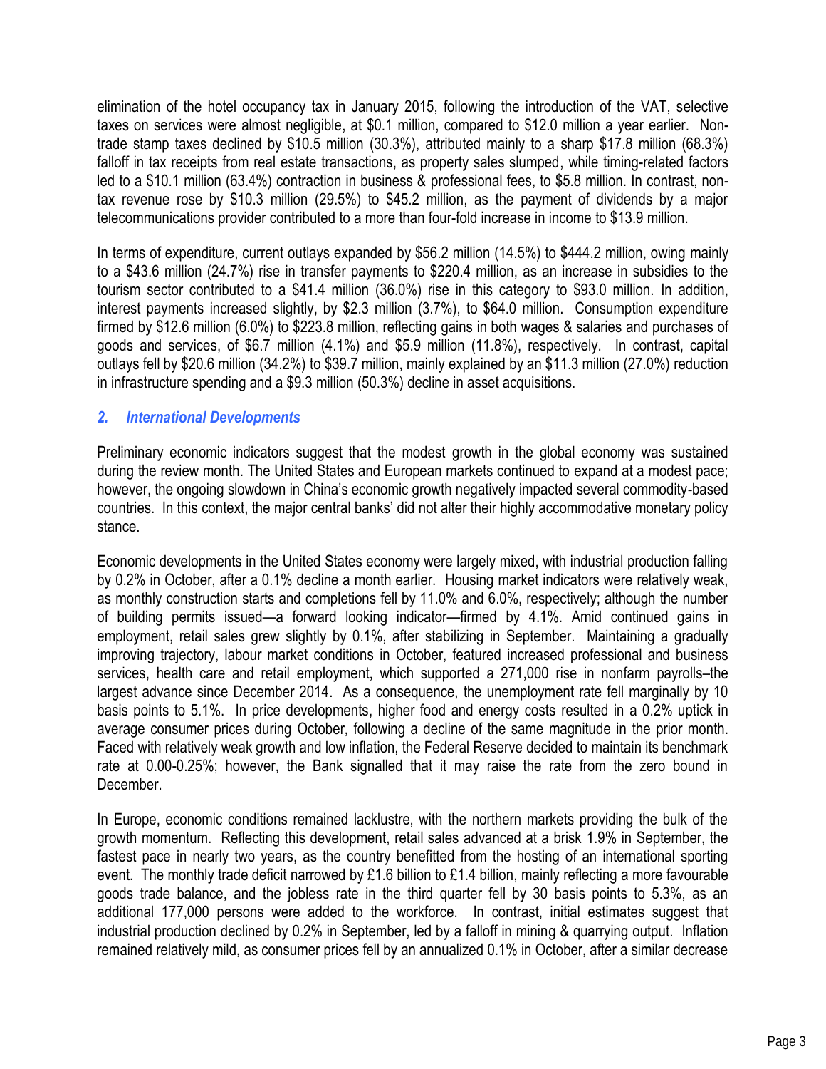elimination of the hotel occupancy tax in January 2015, following the introduction of the VAT, selective taxes on services were almost negligible, at $0.1 million, compared to $12.0 million a year earlier. Non-trade stamp taxes declined by $10.5 million (30.3%), attributed mainly to a sharp $17.8 million (68.3%) falloff in tax receipts from real estate transactions, as property sales slumped, while timing-related factors led to a $10.1 million (63.4%) contraction in business & professional fees, to $5.8 million. In contrast, non-tax revenue rose by $10.3 million (29.5%) to $45.2 million, as the payment of dividends by a major telecommunications provider contributed to a more than four-fold increase in income to $13.9 million.

In terms of expenditure, current outlays expanded by $56.2 million (14.5%) to $444.2 million, owing mainly to a $43.6 million (24.7%) rise in transfer payments to $220.4 million, as an increase in subsidies to the tourism sector contributed to a $41.4 million (36.0%) rise in this category to $93.0 million. In addition, interest payments increased slightly, by $2.3 million (3.7%), to $64.0 million. Consumption expenditure firmed by $12.6 million (6.0%) to $223.8 million, reflecting gains in both wages & salaries and purchases of goods and services, of $6.7 million (4.1%) and $5.9 million (11.8%), respectively. In contrast, capital outlays fell by $20.6 million (34.2%) to $39.7 million, mainly explained by an $11.3 million (27.0%) reduction in infrastructure spending and a $9.3 million (50.3%) decline in asset acquisitions.

## *2. International Developments*

Preliminary economic indicators suggest that the modest growth in the global economy was sustained during the review month. The United States and European markets continued to expand at a modest pace; however, the ongoing slowdown in China's economic growth negatively impacted several commodity-based countries. In this context, the major central banks' did not alter their highly accommodative monetary policy stance.

Economic developments in the United States economy were largely mixed, with industrial production falling by 0.2% in October, after a 0.1% decline a month earlier. Housing market indicators were relatively weak, as monthly construction starts and completions fell by 11.0% and 6.0%, respectively; although the number of building permits issued—a forward looking indicator—firmed by 4.1%. Amid continued gains in employment, retail sales grew slightly by 0.1%, after stabilizing in September. Maintaining a gradually improving trajectory, labour market conditions in October, featured increased professional and business services, health care and retail employment, which supported a 271,000 rise in nonfarm payrolls–the largest advance since December 2014. As a consequence, the unemployment rate fell marginally by 10 basis points to 5.1%. In price developments, higher food and energy costs resulted in a 0.2% uptick in average consumer prices during October, following a decline of the same magnitude in the prior month. Faced with relatively weak growth and low inflation, the Federal Reserve decided to maintain its benchmark rate at 0.00-0.25%; however, the Bank signalled that it may raise the rate from the zero bound in December.

In Europe, economic conditions remained lacklustre, with the northern markets providing the bulk of the growth momentum. Reflecting this development, retail sales advanced at a brisk 1.9% in September, the fastest pace in nearly two years, as the country benefitted from the hosting of an international sporting event. The monthly trade deficit narrowed by £1.6 billion to £1.4 billion, mainly reflecting a more favourable goods trade balance, and the jobless rate in the third quarter fell by 30 basis points to 5.3%, as an additional 177,000 persons were added to the workforce. In contrast, initial estimates suggest that industrial production declined by 0.2% in September, led by a falloff in mining & quarrying output. Inflation remained relatively mild, as consumer prices fell by an annualized 0.1% in October, after a similar decrease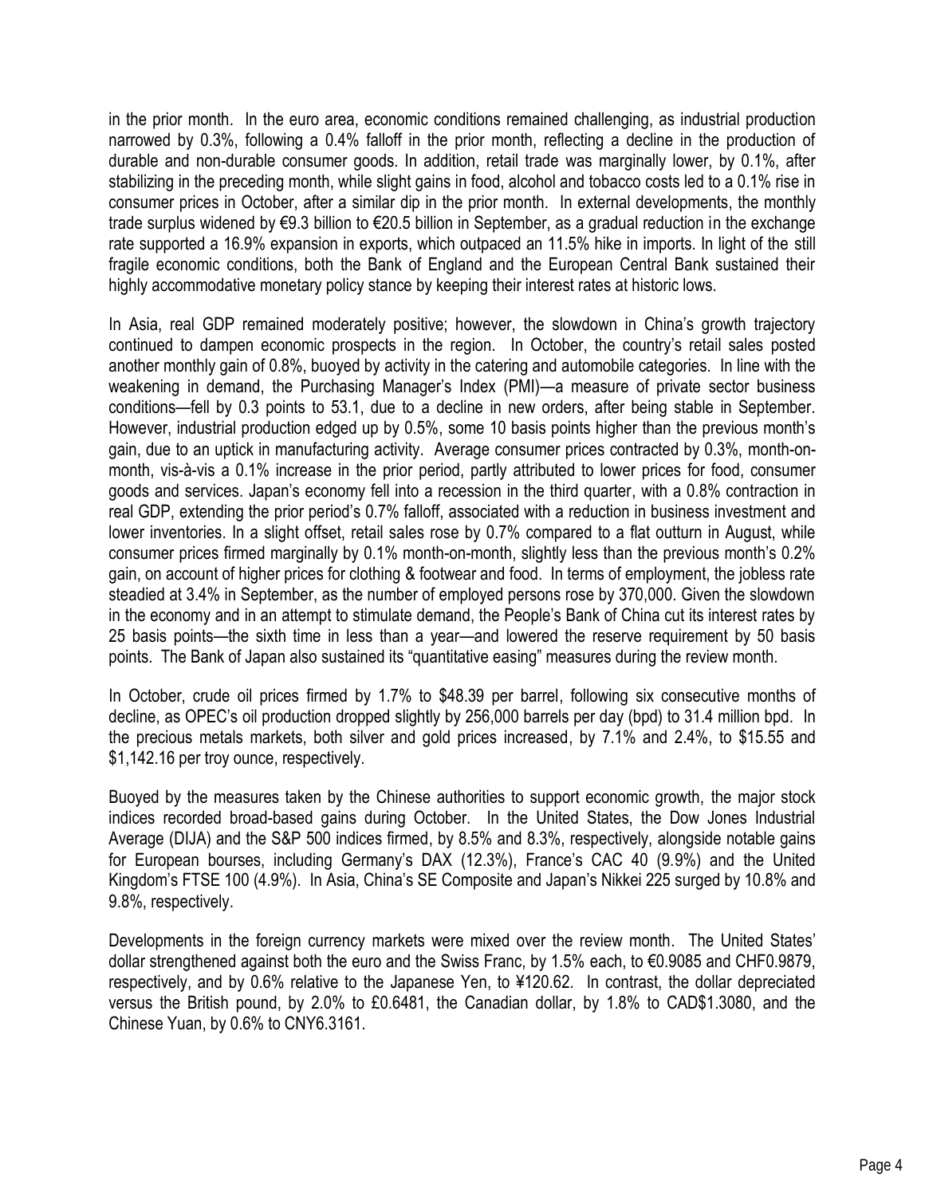in the prior month. In the euro area, economic conditions remained challenging, as industrial production narrowed by 0.3%, following a 0.4% falloff in the prior month, reflecting a decline in the production of durable and non-durable consumer goods. In addition, retail trade was marginally lower, by 0.1%, after stabilizing in the preceding month, while slight gains in food, alcohol and tobacco costs led to a 0.1% rise in consumer prices in October, after a similar dip in the prior month. In external developments, the monthly trade surplus widened by €9.3 billion to €20.5 billion in September, as a gradual reduction in the exchange rate supported a 16.9% expansion in exports, which outpaced an 11.5% hike in imports. In light of the still fragile economic conditions, both the Bank of England and the European Central Bank sustained their highly accommodative monetary policy stance by keeping their interest rates at historic lows.

In Asia, real GDP remained moderately positive; however, the slowdown in China's growth trajectory continued to dampen economic prospects in the region. In October, the country's retail sales posted another monthly gain of 0.8%, buoyed by activity in the catering and automobile categories. In line with the weakening in demand, the Purchasing Manager's Index (PMI)—a measure of private sector business conditions—fell by 0.3 points to 53.1, due to a decline in new orders, after being stable in September. However, industrial production edged up by 0.5%, some 10 basis points higher than the previous month's gain, due to an uptick in manufacturing activity. Average consumer prices contracted by 0.3%, month-on-month, vis-à-vis a 0.1% increase in the prior period, partly attributed to lower prices for food, consumer goods and services. Japan's economy fell into a recession in the third quarter, with a 0.8% contraction in real GDP, extending the prior period's 0.7% falloff, associated with a reduction in business investment and lower inventories. In a slight offset, retail sales rose by 0.7% compared to a flat outturn in August, while consumer prices firmed marginally by 0.1% month-on-month, slightly less than the previous month's 0.2% gain, on account of higher prices for clothing & footwear and food. In terms of employment, the jobless rate steadied at 3.4% in September, as the number of employed persons rose by 370,000. Given the slowdown in the economy and in an attempt to stimulate demand, the People's Bank of China cut its interest rates by 25 basis points—the sixth time in less than a year—and lowered the reserve requirement by 50 basis points. The Bank of Japan also sustained its "quantitative easing" measures during the review month.

In October, crude oil prices firmed by 1.7% to $48.39 per barrel, following six consecutive months of decline, as OPEC's oil production dropped slightly by 256,000 barrels per day (bpd) to 31.4 million bpd. In the precious metals markets, both silver and gold prices increased, by 7.1% and 2.4%, to $15.55 and $1,142.16 per troy ounce, respectively.

Buoyed by the measures taken by the Chinese authorities to support economic growth, the major stock indices recorded broad-based gains during October. In the United States, the Dow Jones Industrial Average (DIJA) and the S&P 500 indices firmed, by 8.5% and 8.3%, respectively, alongside notable gains for European bourses, including Germany's DAX (12.3%), France's CAC 40 (9.9%) and the United Kingdom's FTSE 100 (4.9%). In Asia, China's SE Composite and Japan's Nikkei 225 surged by 10.8% and 9.8%, respectively.

Developments in the foreign currency markets were mixed over the review month. The United States' dollar strengthened against both the euro and the Swiss Franc, by 1.5% each, to €0.9085 and CHF0.9879, respectively, and by 0.6% relative to the Japanese Yen, to ¥120.62. In contrast, the dollar depreciated versus the British pound, by 2.0% to £0.6481, the Canadian dollar, by 1.8% to CAD$1.3080, and the Chinese Yuan, by 0.6% to CNY6.3161.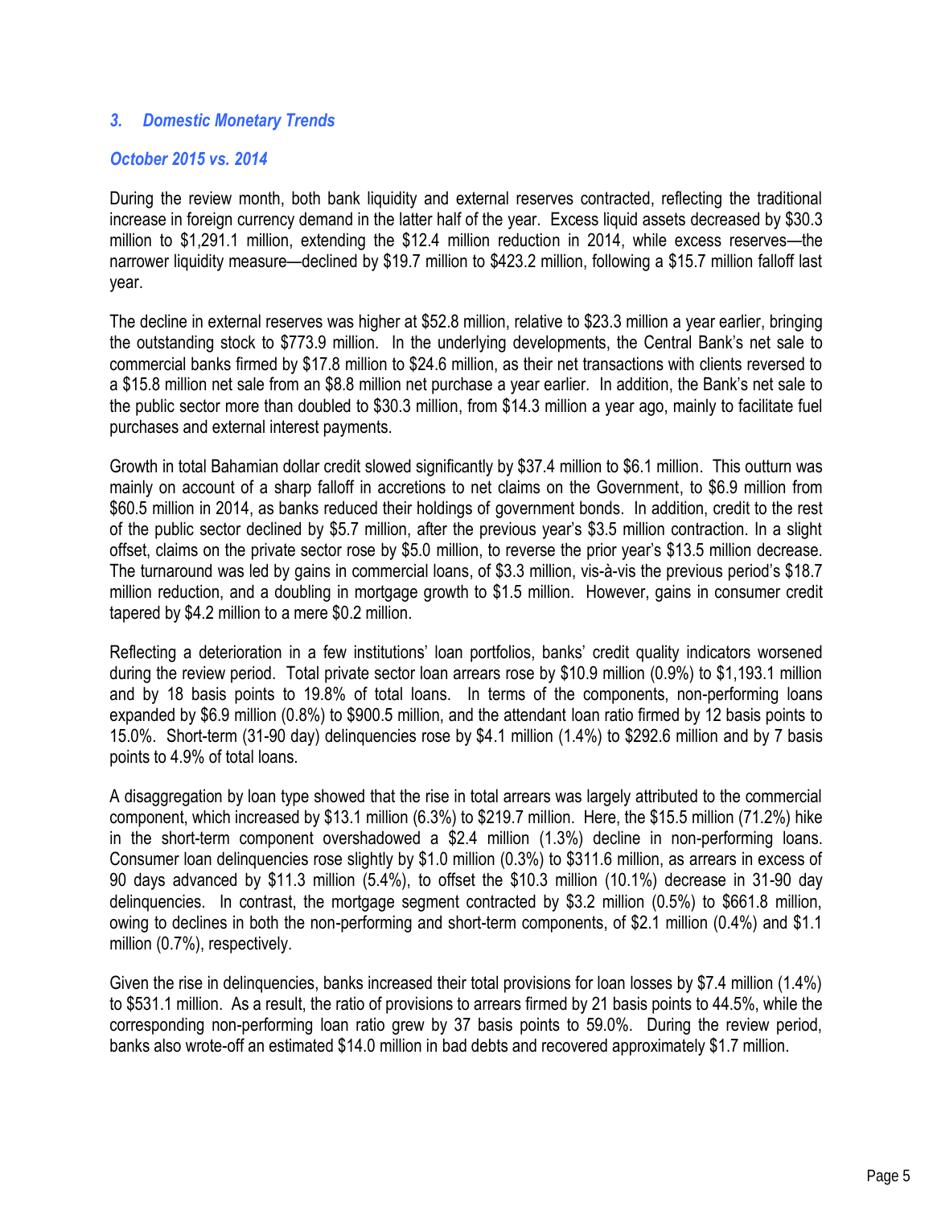### *3. Domestic Monetary Trends*

#### *October 2015 vs. 2014*

During the review month, both bank liquidity and external reserves contracted, reflecting the traditional increase in foreign currency demand in the latter half of the year. Excess liquid assets decreased by $30.3 million to $1,291.1 million, extending the $12.4 million reduction in 2014, while excess reserves—the narrower liquidity measure—declined by $19.7 million to $423.2 million, following a $15.7 million falloff last year.

The decline in external reserves was higher at $52.8 million, relative to $23.3 million a year earlier, bringing the outstanding stock to $773.9 million. In the underlying developments, the Central Bank's net sale to commercial banks firmed by $17.8 million to $24.6 million, as their net transactions with clients reversed to a $15.8 million net sale from an $8.8 million net purchase a year earlier. In addition, the Bank's net sale to the public sector more than doubled to $30.3 million, from $14.3 million a year ago, mainly to facilitate fuel purchases and external interest payments.

Growth in total Bahamian dollar credit slowed significantly by $37.4 million to $6.1 million. This outturn was mainly on account of a sharp falloff in accretions to net claims on the Government, to $6.9 million from $60.5 million in 2014, as banks reduced their holdings of government bonds. In addition, credit to the rest of the public sector declined by $5.7 million, after the previous year's $3.5 million contraction. In a slight offset, claims on the private sector rose by $5.0 million, to reverse the prior year's $13.5 million decrease. The turnaround was led by gains in commercial loans, of $3.3 million, vis-à-vis the previous period's $18.7 million reduction, and a doubling in mortgage growth to $1.5 million. However, gains in consumer credit tapered by $4.2 million to a mere $0.2 million.

Reflecting a deterioration in a few institutions' loan portfolios, banks' credit quality indicators worsened during the review period. Total private sector loan arrears rose by $10.9 million (0.9%) to $1,193.1 million and by 18 basis points to 19.8% of total loans. In terms of the components, non-performing loans expanded by $6.9 million (0.8%) to $900.5 million, and the attendant loan ratio firmed by 12 basis points to 15.0%. Short-term (31-90 day) delinquencies rose by $4.1 million (1.4%) to $292.6 million and by 7 basis points to 4.9% of total loans.

A disaggregation by loan type showed that the rise in total arrears was largely attributed to the commercial component, which increased by $13.1 million (6.3%) to $219.7 million. Here, the $15.5 million (71.2%) hike in the short-term component overshadowed a $2.4 million (1.3%) decline in non-performing loans. Consumer loan delinquencies rose slightly by $1.0 million (0.3%) to $311.6 million, as arrears in excess of 90 days advanced by $11.3 million (5.4%), to offset the $10.3 million (10.1%) decrease in 31-90 day delinquencies. In contrast, the mortgage segment contracted by $3.2 million (0.5%) to $661.8 million, owing to declines in both the non-performing and short-term components, of $2.1 million (0.4%) and $1.1 million (0.7%), respectively.

Given the rise in delinquencies, banks increased their total provisions for loan losses by $7.4 million (1.4%) to $531.1 million. As a result, the ratio of provisions to arrears firmed by 21 basis points to 44.5%, while the corresponding non-performing loan ratio grew by 37 basis points to 59.0%. During the review period, banks also wrote-off an estimated $14.0 million in bad debts and recovered approximately $1.7 million.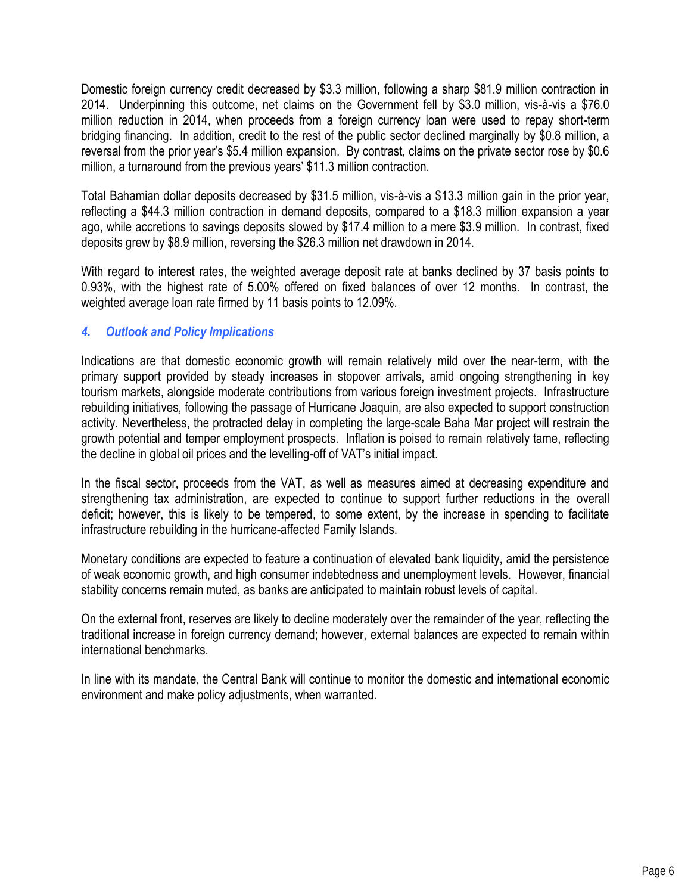Domestic foreign currency credit decreased by $3.3 million, following a sharp $81.9 million contraction in 2014. Underpinning this outcome, net claims on the Government fell by $3.0 million, vis-à-vis a $76.0 million reduction in 2014, when proceeds from a foreign currency loan were used to repay short-term bridging financing. In addition, credit to the rest of the public sector declined marginally by $0.8 million, a reversal from the prior year's $5.4 million expansion. By contrast, claims on the private sector rose by $0.6 million, a turnaround from the previous years' $11.3 million contraction.

Total Bahamian dollar deposits decreased by $31.5 million, vis-à-vis a $13.3 million gain in the prior year, reflecting a $44.3 million contraction in demand deposits, compared to a $18.3 million expansion a year ago, while accretions to savings deposits slowed by $17.4 million to a mere $3.9 million. In contrast, fixed deposits grew by $8.9 million, reversing the $26.3 million net drawdown in 2014.

With regard to interest rates, the weighted average deposit rate at banks declined by 37 basis points to 0.93%, with the highest rate of 5.00% offered on fixed balances of over 12 months. In contrast, the weighted average loan rate firmed by 11 basis points to 12.09%.

### *4. Outlook and Policy Implications*

Indications are that domestic economic growth will remain relatively mild over the near-term, with the primary support provided by steady increases in stopover arrivals, amid ongoing strengthening in key tourism markets, alongside moderate contributions from various foreign investment projects. Infrastructure rebuilding initiatives, following the passage of Hurricane Joaquin, are also expected to support construction activity. Nevertheless, the protracted delay in completing the large-scale Baha Mar project will restrain the growth potential and temper employment prospects. Inflation is poised to remain relatively tame, reflecting the decline in global oil prices and the levelling-off of VAT's initial impact.

In the fiscal sector, proceeds from the VAT, as well as measures aimed at decreasing expenditure and strengthening tax administration, are expected to continue to support further reductions in the overall deficit; however, this is likely to be tempered, to some extent, by the increase in spending to facilitate infrastructure rebuilding in the hurricane-affected Family Islands.

Monetary conditions are expected to feature a continuation of elevated bank liquidity, amid the persistence of weak economic growth, and high consumer indebtedness and unemployment levels. However, financial stability concerns remain muted, as banks are anticipated to maintain robust levels of capital.

On the external front, reserves are likely to decline moderately over the remainder of the year, reflecting the traditional increase in foreign currency demand; however, external balances are expected to remain within international benchmarks.

In line with its mandate, the Central Bank will continue to monitor the domestic and international economic environment and make policy adjustments, when warranted.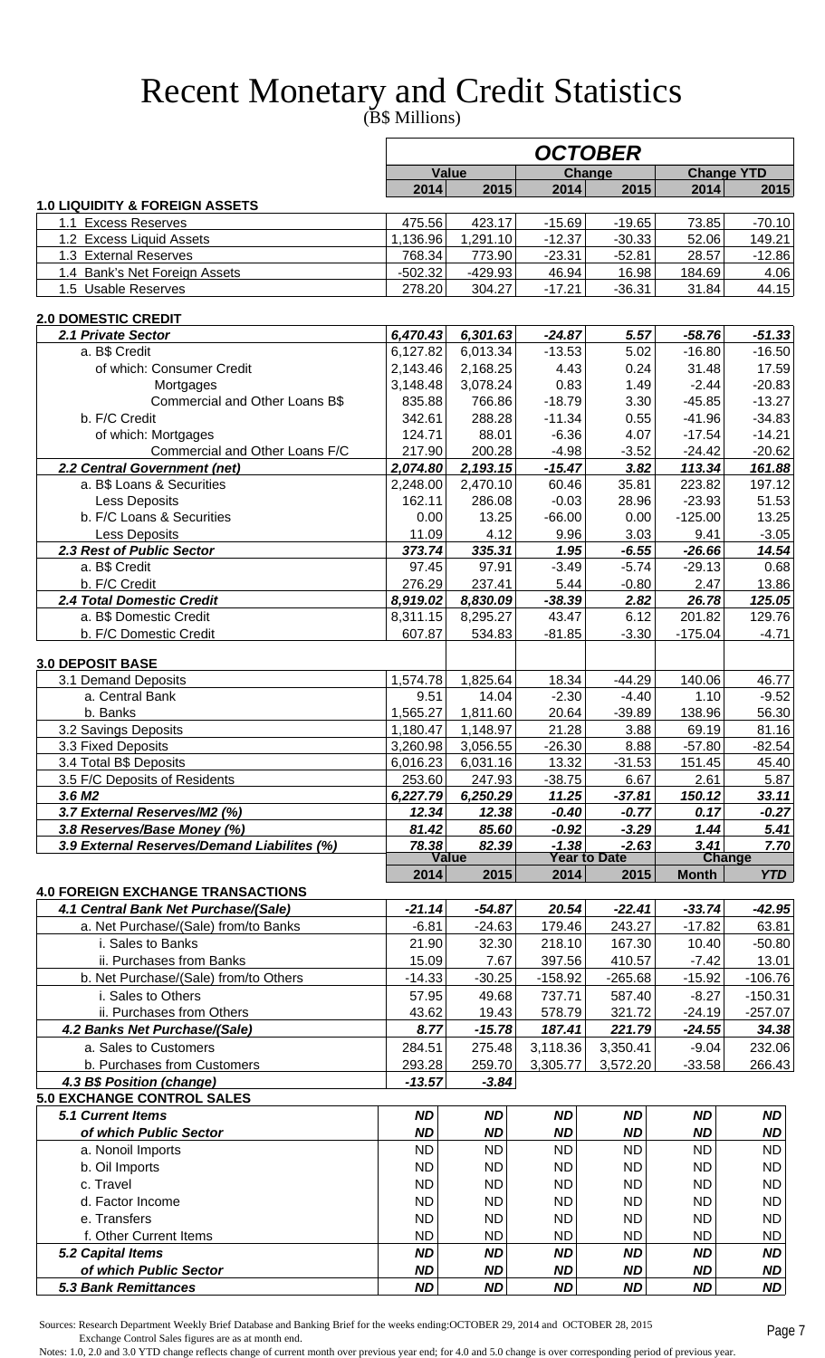# Recent Monetary and Credit Statistics

(B$ Millions)

| | OCTOBER | | | | | |
|---|---|---|---|---|---|---|
| | Value | | Change | | Change YTD | |
| | 2014 | 2015 | 2014 | 2015 | 2014 | 2015 |
| **1.0 LIQUIDITY & FOREIGN ASSETS** | | | | | | |
| 1.1 Excess Reserves | 475.56 | 423.17 | -15.69 | -19.65 | 73.85 | -70.10 |
| 1.2 Excess Liquid Assets | 1,136.96 | 1,291.10 | -12.37 | -30.33 | 52.06 | 149.21 |
| 1.3 External Reserves | 768.34 | 773.90 | -23.31 | -52.81 | 28.57 | -12.86 |
| 1.4 Bank's Net Foreign Assets | -502.32 | -429.93 | 46.94 | 16.98 | 184.69 | 4.06 |
| 1.5 Usable Reserves | 278.20 | 304.27 | -17.21 | -36.31 | 31.84 | 44.15 |
| **2.0 DOMESTIC CREDIT** | | | | | | |
| ***2.1 Private Sector*** | ***6,470.43*** | ***6,301.63*** | ***-24.87*** | ***5.57*** | ***-58.76*** | ***-51.33*** |
| a. B$ Credit | 6,127.82 | 6,013.34 | -13.53 | 5.02 | -16.80 | -16.50 |
| of which: Consumer Credit | 2,143.46 | 2,168.25 | 4.43 | 0.24 | 31.48 | 17.59 |
| Mortgages | 3,148.48 | 3,078.24 | 0.83 | 1.49 | -2.44 | -20.83 |
| Commercial and Other Loans B$ | 835.88 | 766.86 | -18.79 | 3.30 | -45.85 | -13.27 |
| b. F/C Credit | 342.61 | 288.28 | -11.34 | 0.55 | -41.96 | -34.83 |
| of which: Mortgages | 124.71 | 88.01 | -6.36 | 4.07 | -17.54 | -14.21 |
| Commercial and Other Loans F/C | 217.90 | 200.28 | -4.98 | -3.52 | -24.42 | -20.62 |
| ***2.2 Central Government (net)*** | ***2,074.80*** | ***2,193.15*** | ***-15.47*** | ***3.82*** | ***113.34*** | ***161.88*** |
| a. B$ Loans & Securities | 2,248.00 | 2,470.10 | 60.46 | 35.81 | 223.82 | 197.12 |
| Less Deposits | 162.11 | 286.08 | -0.03 | 28.96 | -23.93 | 51.53 |
| b. F/C Loans & Securities | 0.00 | 13.25 | -66.00 | 0.00 | -125.00 | 13.25 |
| Less Deposits | 11.09 | 4.12 | 9.96 | 3.03 | 9.41 | -3.05 |
| ***2.3 Rest of Public Sector*** | ***373.74*** | ***335.31*** | ***1.95*** | ***-6.55*** | ***-26.66*** | ***14.54*** |
| a. B$ Credit | 97.45 | 97.91 | -3.49 | -5.74 | -29.13 | 0.68 |
| b. F/C Credit | 276.29 | 237.41 | 5.44 | -0.80 | 2.47 | 13.86 |
| ***2.4 Total Domestic Credit*** | ***8,919.02*** | ***8,830.09*** | ***-38.39*** | ***2.82*** | ***26.78*** | ***125.05*** |
| a. B$ Domestic Credit | 8,311.15 | 8,295.27 | 43.47 | 6.12 | 201.82 | 129.76 |
| b. F/C Domestic Credit | 607.87 | 534.83 | -81.85 | -3.30 | -175.04 | -4.71 |
| **3.0 DEPOSIT BASE** | | | | | | |
| 3.1 Demand Deposits | 1,574.78 | 1,825.64 | 18.34 | -44.29 | 140.06 | 46.77 |
| a. Central Bank | 9.51 | 14.04 | -2.30 | -4.40 | 1.10 | -9.52 |
| b. Banks | 1,565.27 | 1,811.60 | 20.64 | -39.89 | 138.96 | 56.30 |
| 3.2 Savings Deposits | 1,180.47 | 1,148.97 | 21.28 | 3.88 | 69.19 | 81.16 |
| 3.3 Fixed Deposits | 3,260.98 | 3,056.55 | -26.30 | 8.88 | -57.80 | -82.54 |
| 3.4 Total B$ Deposits | 6,016.23 | 6,031.16 | 13.32 | -31.53 | 151.45 | 45.40 |
| 3.5 F/C Deposits of Residents | 253.60 | 247.93 | -38.75 | 6.67 | 2.61 | 5.87 |
| ***3.6 M2*** | ***6,227.79*** | ***6,250.29*** | ***11.25*** | ***-37.81*** | ***150.12*** | ***33.11*** |
| ***3.7 External Reserves/M2 (%)*** | ***12.34*** | ***12.38*** | ***-0.40*** | ***-0.77*** | ***0.17*** | ***-0.27*** |
| ***3.8 Reserves/Base Money (%)*** | ***81.42*** | ***85.60*** | ***-0.92*** | ***-3.29*** | ***1.44*** | ***5.41*** |
| ***3.9 External Reserves/Demand Liabilites (%)*** | ***78.38*** | ***82.39*** | ***-1.38*** | ***-2.63*** | ***3.41*** | ***7.70*** |

| | Value | | Year to Date | | Change | |
|---|---|---|---|---|---|---|
| | 2014 | 2015 | 2014 | 2015 | Month | YTD |
| **4.0 FOREIGN EXCHANGE TRANSACTIONS** | | | | | | |
| ***4.1 Central Bank Net Purchase/(Sale)*** | ***-21.14*** | ***-54.87*** | ***20.54*** | ***-22.41*** | ***-33.74*** | ***-42.95*** |
| a. Net Purchase/(Sale) from/to Banks | -6.81 | -24.63 | 179.46 | 243.27 | -17.82 | 63.81 |
| i. Sales to Banks | 21.90 | 32.30 | 218.10 | 167.30 | 10.40 | -50.80 |
| ii. Purchases from Banks | 15.09 | 7.67 | 397.56 | 410.57 | -7.42 | 13.01 |
| b. Net Purchase/(Sale) from/to Others | -14.33 | -30.25 | -158.92 | -265.68 | -15.92 | -106.76 |
| i. Sales to Others | 57.95 | 49.68 | 737.71 | 587.40 | -8.27 | -150.31 |
| ii. Purchases from Others | 43.62 | 19.43 | 578.79 | 321.72 | -24.19 | -257.07 |
| ***4.2 Banks Net Purchase/(Sale)*** | ***8.77*** | ***-15.78*** | ***187.41*** | ***221.79*** | ***-24.55*** | ***34.38*** |
| a. Sales to Customers | 284.51 | 275.48 | 3,118.36 | 3,350.41 | -9.04 | 232.06 |
| b. Purchases from Customers | 293.28 | 259.70 | 3,305.77 | 3,572.20 | -33.58 | 266.43 |
| ***4.3 B$ Position (change)*** | ***-13.57*** | ***-3.84*** | | | | |
| **5.0 EXCHANGE CONTROL SALES** | | | | | | |
| ***5.1 Current Items*** | ***ND*** | ***ND*** | ***ND*** | ***ND*** | ***ND*** | ***ND*** |
| ***of which Public Sector*** | ***ND*** | ***ND*** | ***ND*** | ***ND*** | ***ND*** | ***ND*** |
| a. Nonoil Imports | ND | ND | ND | ND | ND | ND |
| b. Oil Imports | ND | ND | ND | ND | ND | ND |
| c. Travel | ND | ND | ND | ND | ND | ND |
| d. Factor Income | ND | ND | ND | ND | ND | ND |
| e. Transfers | ND | ND | ND | ND | ND | ND |
| f. Other Current Items | ND | ND | ND | ND | ND | ND |
| ***5.2 Capital Items*** | ***ND*** | ***ND*** | ***ND*** | ***ND*** | ***ND*** | ***ND*** |
| ***of which Public Sector*** | ***ND*** | ***ND*** | ***ND*** | ***ND*** | ***ND*** | ***ND*** |
| ***5.3 Bank Remittances*** | ***ND*** | ***ND*** | ***ND*** | ***ND*** | ***ND*** | ***ND*** |

Sources: Research Department Weekly Brief Database and Banking Brief for the weeks ending:OCTOBER 29, 2014 and OCTOBER 28, 2015
Exchange Control Sales figures are as at month end.

Notes: 1.0, 2.0 and 3.0 YTD change reflects change of current month over previous year end; for 4.0 and 5.0 change is over corresponding period of previous year.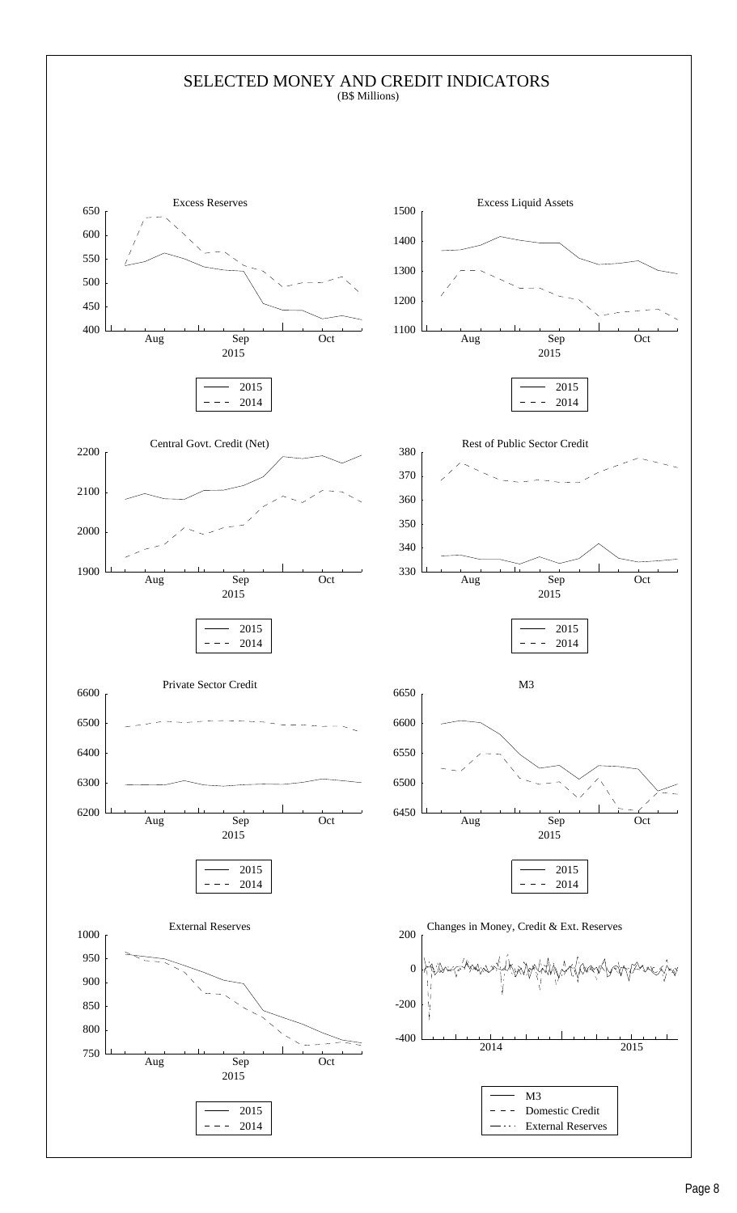# SELECTED MONEY AND CREDIT INDICATORS

(B$ Millions)

Excess Reserves

Excess Liquid Assets

Central Govt. Credit (Net)

Rest of Public Sector Credit

Private Sector Credit

M3

External Reserves

Changes in Money, Credit & Ext. Reserves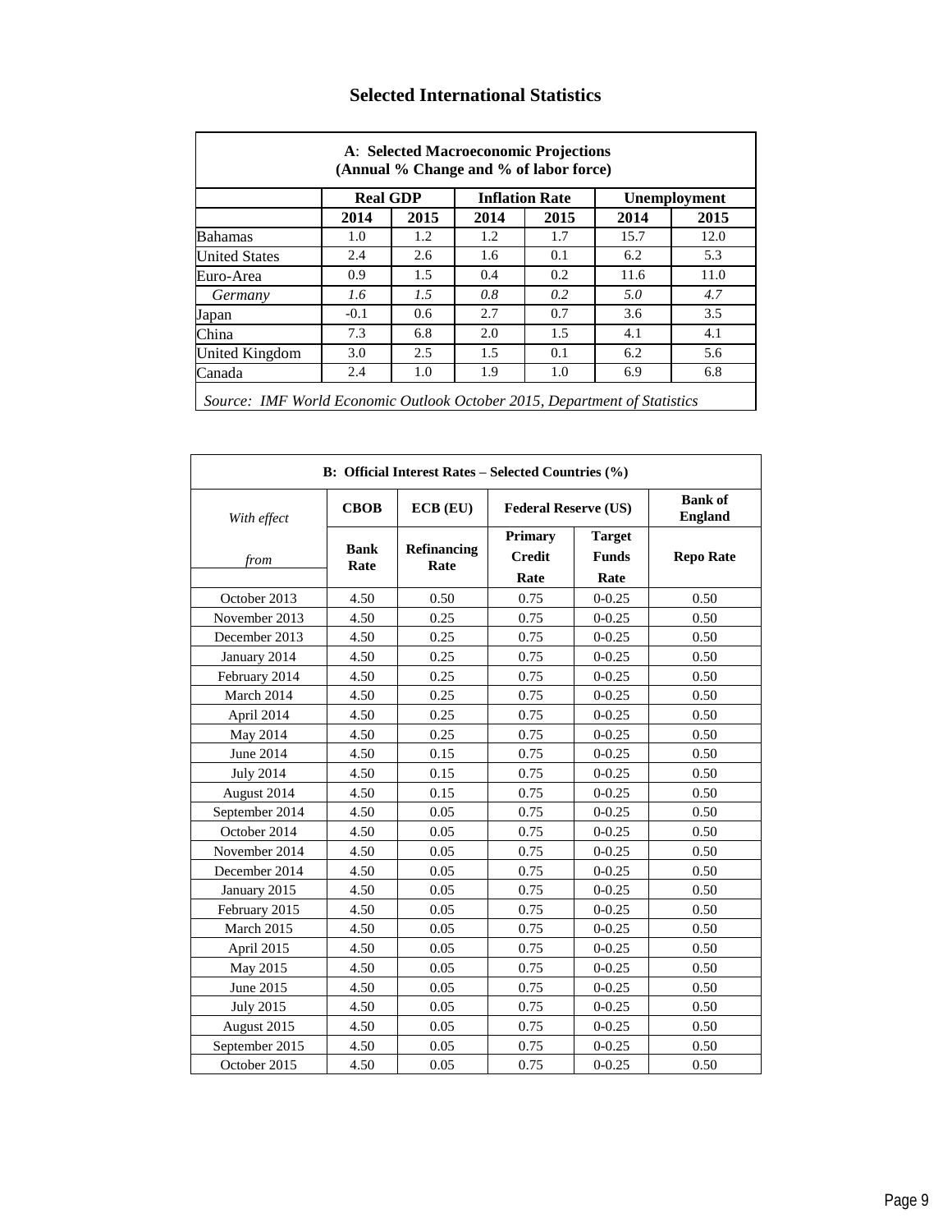# Selected International Statistics

| **A: Selected Macroeconomic Projections (Annual % Change and % of labor force)** | | | | | | |
|---|---|---|---|---|---|---|
| | **Real GDP** | | **Inflation Rate** | | **Unemployment** | |
| | **2014** | **2015** | **2014** | **2015** | **2014** | **2015** |
| Bahamas | 1.0 | 1.2 | 1.2 | 1.7 | 15.7 | 12.0 |
| United States | 2.4 | 2.6 | 1.6 | 0.1 | 6.2 | 5.3 |
| Euro-Area | 0.9 | 1.5 | 0.4 | 0.2 | 11.6 | 11.0 |
| *Germany* | *1.6* | *1.5* | *0.8* | *0.2* | *5.0* | *4.7* |
| Japan | -0.1 | 0.6 | 2.7 | 0.7 | 3.6 | 3.5 |
| China | 7.3 | 6.8 | 2.0 | 1.5 | 4.1 | 4.1 |
| United Kingdom | 3.0 | 2.5 | 1.5 | 0.1 | 6.2 | 5.6 |
| Canada | 2.4 | 1.0 | 1.9 | 1.0 | 6.9 | 6.8 |

*Source: IMF World Economic Outlook October 2015, Department of Statistics*

| **B: Official Interest Rates – Selected Countries (%)** | | | | | |
|---|---|---|---|---|---|
| *With effect* | **CBOB** | **ECB (EU)** | **Federal Reserve (US)** | | **Bank of England** |
| *from* | **Bank Rate** | **Refinancing Rate** | **Primary Credit Rate** | **Target Funds Rate** | **Repo Rate** |
| October 2013 | 4.50 | 0.50 | 0.75 | 0-0.25 | 0.50 |
| November 2013 | 4.50 | 0.25 | 0.75 | 0-0.25 | 0.50 |
| December 2013 | 4.50 | 0.25 | 0.75 | 0-0.25 | 0.50 |
| January 2014 | 4.50 | 0.25 | 0.75 | 0-0.25 | 0.50 |
| February 2014 | 4.50 | 0.25 | 0.75 | 0-0.25 | 0.50 |
| March 2014 | 4.50 | 0.25 | 0.75 | 0-0.25 | 0.50 |
| April 2014 | 4.50 | 0.25 | 0.75 | 0-0.25 | 0.50 |
| May 2014 | 4.50 | 0.25 | 0.75 | 0-0.25 | 0.50 |
| June 2014 | 4.50 | 0.15 | 0.75 | 0-0.25 | 0.50 |
| July 2014 | 4.50 | 0.15 | 0.75 | 0-0.25 | 0.50 |
| August 2014 | 4.50 | 0.15 | 0.75 | 0-0.25 | 0.50 |
| September 2014 | 4.50 | 0.05 | 0.75 | 0-0.25 | 0.50 |
| October 2014 | 4.50 | 0.05 | 0.75 | 0-0.25 | 0.50 |
| November 2014 | 4.50 | 0.05 | 0.75 | 0-0.25 | 0.50 |
| December 2014 | 4.50 | 0.05 | 0.75 | 0-0.25 | 0.50 |
| January 2015 | 4.50 | 0.05 | 0.75 | 0-0.25 | 0.50 |
| February 2015 | 4.50 | 0.05 | 0.75 | 0-0.25 | 0.50 |
| March 2015 | 4.50 | 0.05 | 0.75 | 0-0.25 | 0.50 |
| April 2015 | 4.50 | 0.05 | 0.75 | 0-0.25 | 0.50 |
| May 2015 | 4.50 | 0.05 | 0.75 | 0-0.25 | 0.50 |
| June 2015 | 4.50 | 0.05 | 0.75 | 0-0.25 | 0.50 |
| July 2015 | 4.50 | 0.05 | 0.75 | 0-0.25 | 0.50 |
| August 2015 | 4.50 | 0.05 | 0.75 | 0-0.25 | 0.50 |
| September 2015 | 4.50 | 0.05 | 0.75 | 0-0.25 | 0.50 |
| October 2015 | 4.50 | 0.05 | 0.75 | 0-0.25 | 0.50 |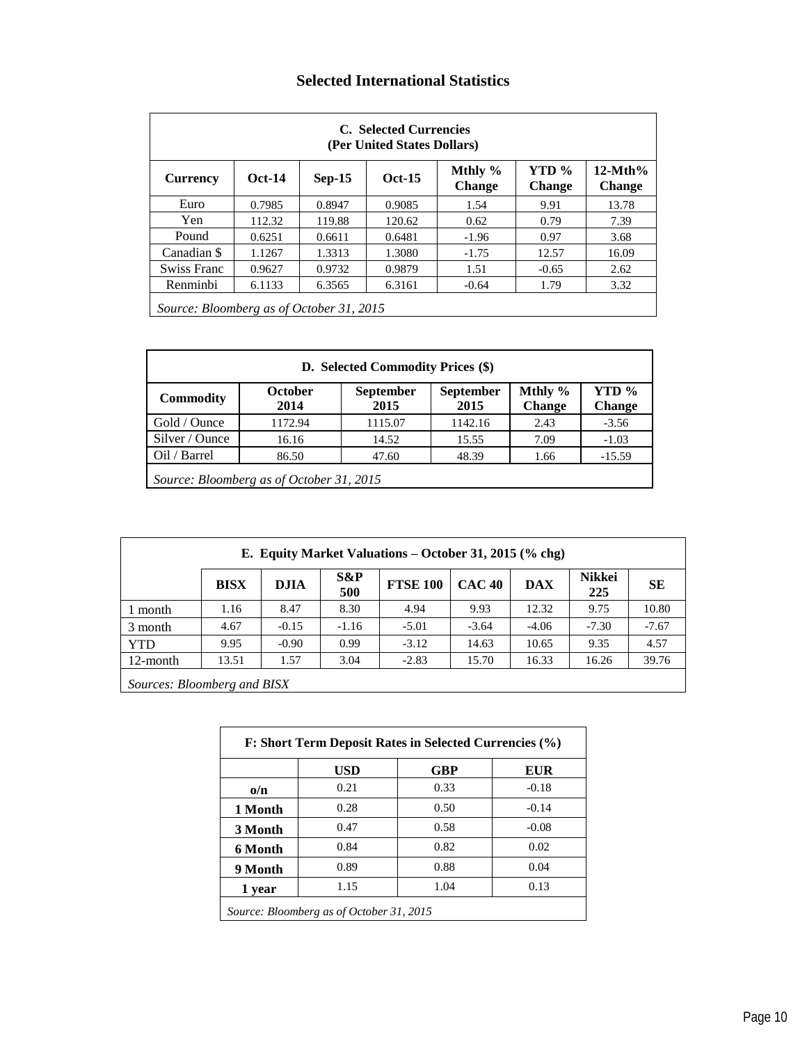## Selected International Statistics

| C. Selected Currencies (Per United States Dollars) | | | | | | |
|---|---|---|---|---|---|---|
| **Currency** | **Oct-14** | **Sep-15** | **Oct-15** | **Mthly % Change** | **YTD % Change** | **12-Mth% Change** |
| Euro | 0.7985 | 0.8947 | 0.9085 | 1.54 | 9.91 | 13.78 |
| Yen | 112.32 | 119.88 | 120.62 | 0.62 | 0.79 | 7.39 |
| Pound | 0.6251 | 0.6611 | 0.6481 | -1.96 | 0.97 | 3.68 |
| Canadian $ | 1.1267 | 1.3313 | 1.3080 | -1.75 | 12.57 | 16.09 |
| Swiss Franc | 0.9627 | 0.9732 | 0.9879 | 1.51 | -0.65 | 2.62 |
| Renminbi | 6.1133 | 6.3565 | 6.3161 | -0.64 | 1.79 | 3.32 |

*Source: Bloomberg as of October 31, 2015*

| D. Selected Commodity Prices ($) | | | | | |
|---|---|---|---|---|---|
| **Commodity** | **October 2014** | **September 2015** | **September 2015** | **Mthly % Change** | **YTD % Change** |
| Gold / Ounce | 1172.94 | 1115.07 | 1142.16 | 2.43 | -3.56 |
| Silver / Ounce | 16.16 | 14.52 | 15.55 | 7.09 | -1.03 |
| Oil / Barrel | 86.50 | 47.60 | 48.39 | 1.66 | -15.59 |

*Source: Bloomberg as of October 31, 2015*

| E. Equity Market Valuations – October 31, 2015 (% chg) | | | | | | | | |
|---|---|---|---|---|---|---|---|---|
| | **BISX** | **DJIA** | **S&P 500** | **FTSE 100** | **CAC 40** | **DAX** | **Nikkei 225** | **SE** |
| 1 month | 1.16 | 8.47 | 8.30 | 4.94 | 9.93 | 12.32 | 9.75 | 10.80 |
| 3 month | 4.67 | -0.15 | -1.16 | -5.01 | -3.64 | -4.06 | -7.30 | -7.67 |
| YTD | 9.95 | -0.90 | 0.99 | -3.12 | 14.63 | 10.65 | 9.35 | 4.57 |
| 12-month | 13.51 | 1.57 | 3.04 | -2.83 | 15.70 | 16.33 | 16.26 | 39.76 |

*Sources: Bloomberg and BISX*

| F: Short Term Deposit Rates in Selected Currencies (%) | | | |
|---|---|---|---|
| | **USD** | **GBP** | **EUR** |
| **o/n** | 0.21 | 0.33 | -0.18 |
| **1 Month** | 0.28 | 0.50 | -0.14 |
| **3 Month** | 0.47 | 0.58 | -0.08 |
| **6 Month** | 0.84 | 0.82 | 0.02 |
| **9 Month** | 0.89 | 0.88 | 0.04 |
| **1 year** | 1.15 | 1.04 | 0.13 |

*Source: Bloomberg as of October 31, 2015*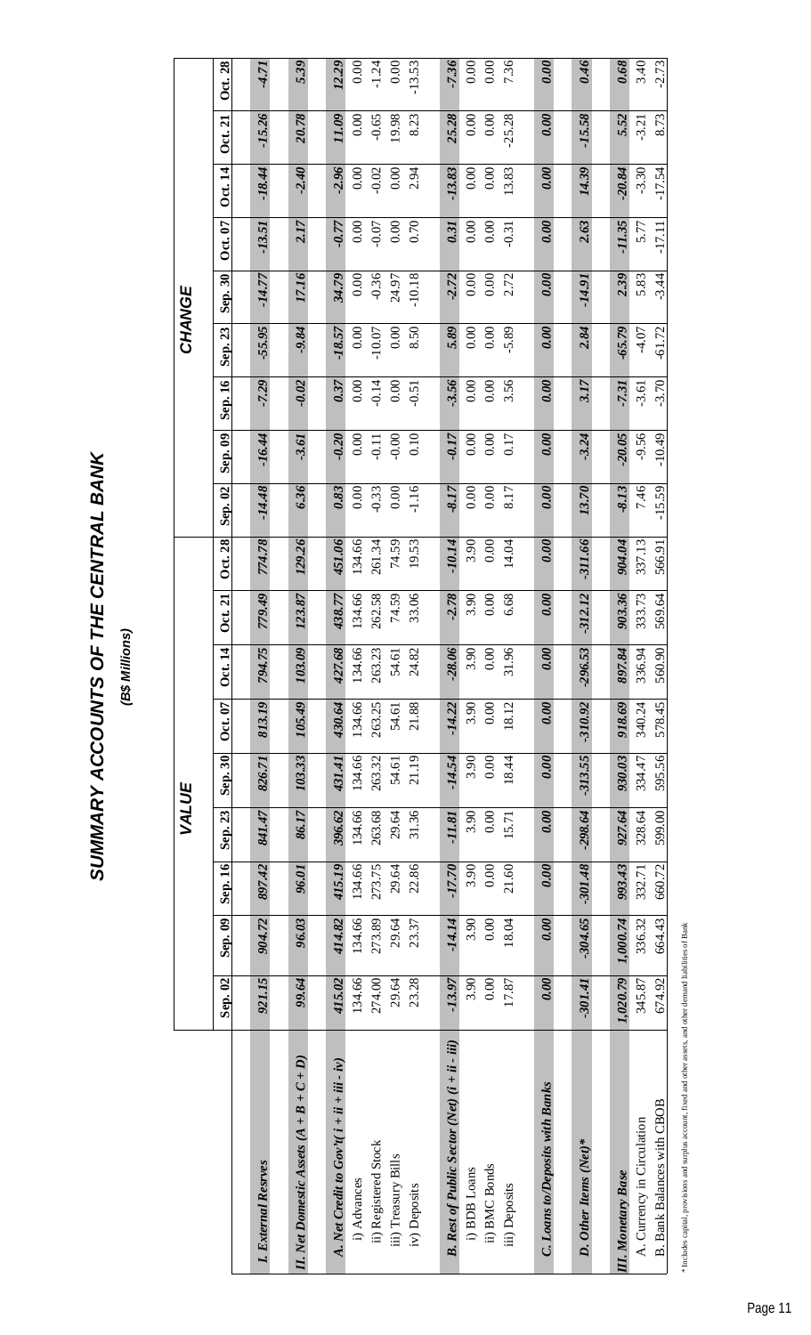# SUMMARY ACCOUNTS OF THE CENTRAL BANK

***(B$ Millions)***

| | VALUE | | | | | | | | | CHANGE | | | | | | | | |
|---|---|---|---|---|---|---|---|---|---|---|---|---|---|---|---|---|---|---|
| | Sep. 02 | Sep. 09 | Sep. 16 | Sep. 23 | Sep. 30 | Oct. 07 | Oct. 14 | Oct. 21 | Oct. 28 | Sep. 02 | Sep. 09 | Sep. 16 | Sep. 23 | Sep. 30 | Oct. 07 | Oct. 14 | Oct. 21 | Oct. 28 |
| ***I. External Resrves*** | *921.15* | *904.72* | *897.42* | *841.47* | *826.71* | *813.19* | *794.75* | *779.49* | *774.78* | *-14.48* | *-16.44* | *-7.29* | *-55.95* | *-14.77* | *-13.51* | *-18.44* | *-15.26* | *-4.71* |
| ***II. Net Domestic Assets (A + B + C + D)*** | *99.64* | *96.03* | *96.01* | *86.17* | *103.33* | *105.49* | *103.09* | *123.87* | *129.26* | *6.36* | *-3.61* | *-0.02* | *-9.84* | *17.16* | *2.17* | *-2.40* | *20.78* | *5.39* |
| ***A. Net Credit to Gov't( i + ii + iii - iv)*** | *415.02* | *414.82* | *415.19* | *396.62* | *431.41* | *430.64* | *427.68* | *438.77* | *451.06* | *0.83* | *-0.20* | *0.37* | *-18.57* | *34.79* | *-0.77* | *-2.96* | *11.09* | *12.29* |
| i) Advances | 134.66 | 134.66 | 134.66 | 134.66 | 134.66 | 134.66 | 134.66 | 134.66 | 134.66 | 0.00 | 0.00 | 0.00 | 0.00 | 0.00 | 0.00 | 0.00 | 0.00 | 0.00 |
| ii) Registered Stock | 274.00 | 273.89 | 273.75 | 263.68 | 263.32 | 263.25 | 263.23 | 262.58 | 261.34 | -0.33 | -0.11 | -0.14 | -10.07 | -0.36 | -0.07 | -0.02 | -0.65 | -1.24 |
| iii) Treasury Bills | 29.64 | 29.64 | 29.64 | 29.64 | 54.61 | 54.61 | 54.61 | 74.59 | 74.59 | 0.00 | -0.00 | 0.00 | 0.00 | 24.97 | 0.00 | 0.00 | 19.98 | 0.00 |
| iv) Deposits | 23.28 | 23.37 | 22.86 | 31.36 | 21.19 | 21.88 | 24.82 | 33.06 | 19.53 | -1.16 | 0.10 | -0.51 | 8.50 | -10.18 | 0.70 | 2.94 | 8.23 | -13.53 |
| ***B. Rest of Public Sector (Net) (i + ii - iii)*** | *-13.97* | *-14.14* | *-17.70* | *-11.81* | *-14.54* | *-14.22* | *-28.06* | *-2.78* | *-10.14* | *-8.17* | *-0.17* | *-3.56* | *5.89* | *-2.72* | *0.31* | *-13.83* | *25.28* | *-7.36* |
| i) BDB Loans | 3.90 | 3.90 | 3.90 | 3.90 | 3.90 | 3.90 | 3.90 | 3.90 | 3.90 | 0.00 | 0.00 | 0.00 | 0.00 | 0.00 | 0.00 | 0.00 | 0.00 | 0.00 |
| ii) BMC Bonds | 0.00 | 0.00 | 0.00 | 0.00 | 0.00 | 0.00 | 0.00 | 0.00 | 0.00 | 0.00 | 0.00 | 0.00 | 0.00 | 0.00 | 0.00 | 0.00 | 0.00 | 0.00 |
| iii) Deposits | 17.87 | 18.04 | 21.60 | 15.71 | 18.44 | 18.12 | 31.96 | 6.68 | 14.04 | 8.17 | 0.17 | 3.56 | -5.89 | 2.72 | -0.31 | 13.83 | -25.28 | 7.36 |
| ***C. Loans to/Deposits with Banks*** | *0.00* | *0.00* | *0.00* | *0.00* | *0.00* | *0.00* | *0.00* | *0.00* | *0.00* | *0.00* | *0.00* | *0.00* | *0.00* | *0.00* | *0.00* | *0.00* | *0.00* | *0.00* |
| ***D. Other Items (Net)**** | *-301.41* | *-304.65* | *-301.48* | *-298.64* | *-313.55* | *-310.92* | *-296.53* | *-312.12* | *-311.66* | *13.70* | *-3.24* | *3.17* | *2.84* | *-14.91* | *2.63* | *14.39* | *-15.58* | *0.46* |
| ***III. Monetary Base*** | *1,020.79* | *1,000.74* | *993.43* | *927.64* | *930.03* | *918.69* | *897.84* | *903.36* | *904.04* | *-8.13* | *-20.05* | *-7.31* | *-65.79* | *2.39* | *-11.35* | *-20.84* | *5.52* | *0.68* |
| A. Currency in Circulation | 345.87 | 336.32 | 332.71 | 328.64 | 334.47 | 340.24 | 336.94 | 333.73 | 337.13 | 7.46 | -9.56 | -3.61 | -4.07 | 5.83 | 5.77 | -3.30 | -3.21 | 3.40 |
| B. Bank Balances with CBOB | 674.92 | 664.43 | 660.72 | 599.00 | 595.56 | 578.45 | 560.90 | 569.64 | 566.91 | -15.59 | -10.49 | -3.70 | -61.72 | -3.44 | -17.11 | -17.54 | 8.73 | -2.73 |

* Includes capital, provisions and surplus account, fixed and other assets, and other demand liabilities of Bank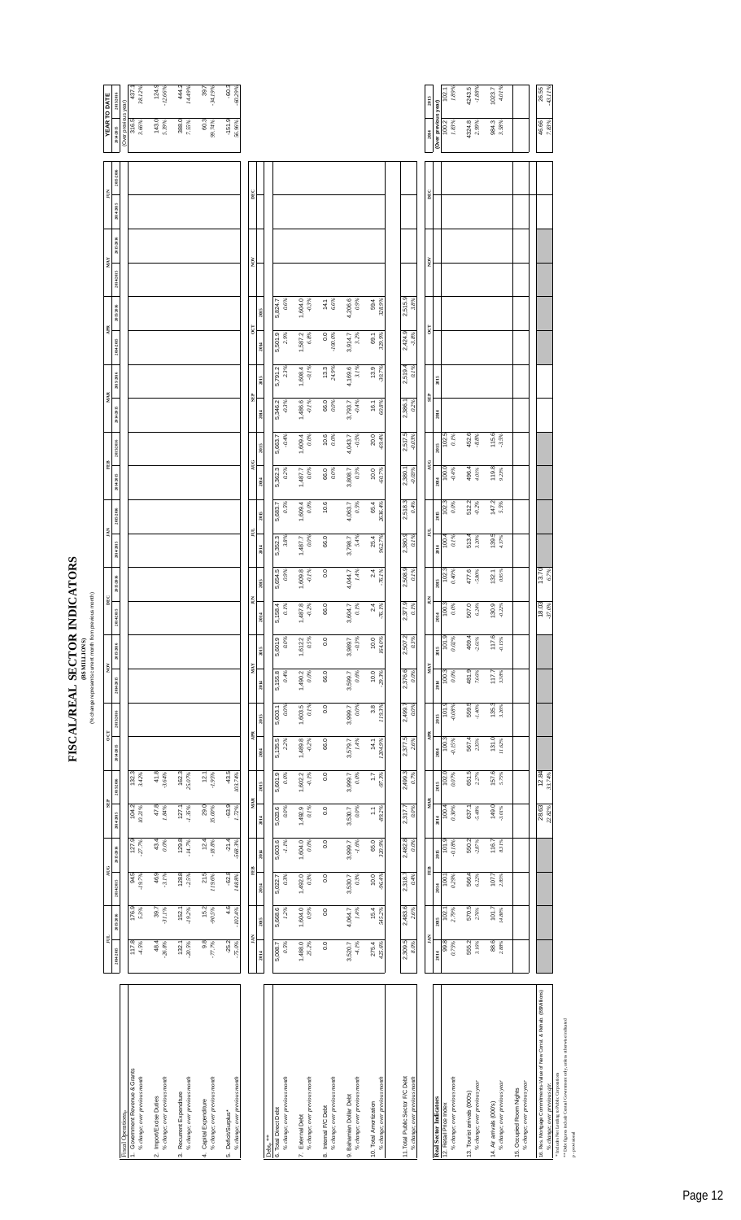# FISCAL/REAL SECTOR INDICATORS

**(B$ MILLIONS)**

(% change represents current month from previous month)

| Fiscal Operations | JUL 2014/2015 | JUL 2015/2016 | AUG 2014/2015 | AUG 2015/2016 | SEP 2014/2015 | SEP 2015/2016 | OCT 2014/2015 | OCT 2015/2016 | NOV 2014/2015 | NOV 2015/2016 | DEC 2014/2015 | DEC 2015/2016 | JAN 2014/2015 | JAN 2015/2016 | FEB 2014/2015 | FEB 2015/2016 | MAR 2014/2015 | MAR 2015/2016 | APR 2014/2015 | APR 2015/2016 | MAY 2014/2015 | MAY 2015/2016 | JUN 2014/2015 | JUN 2015/2016 | YEAR TO DATE 2014/2015 (Over previous year) | YEAR TO DATE 2015/2016 |
|---|---|---|---|---|---|---|---|---|---|---|---|---|---|---|---|---|---|---|---|---|---|---|---|---|---|---|
| 1. Government Revenue & Grants | 117.8 | 176.9 | 94.5 | 127.9 | 104.2 | 132.3 | | | | | | | | | | | | | | | | | | | 316.5 | 437.1 |
| *% change; over previous month* | *-4.3%* | *5.1%* | *-19.7%* | *-27.7%* | *10.21%* | *3.42%* | | | | | | | | | | | | | | | | | | | *3.66%* | *38.12%* |
| 2. Import/Excise Duties | 48.4 | 39.7 | 46.9 | 43.4 | 47.8 | 41.8 | | | | | | | | | | | | | | | | | | | 143.0 | 124.9 |
| *% change; over previous month* | *-26.8%* | *-31.1%* | *-3.1%* | *0.0%* | *1.84%* | *-3.64%* | | | | | | | | | | | | | | | | | | | *5.39%* | *-12.66%* |
| 3. Recurrent Expenditure | 132.1 | 152.1 | 128.8 | 129.8 | 127.1 | 162.3 | | | | | | | | | | | | | | | | | | | 388.0 | 444.2 |
| *% change; over previous month* | *-20.3%* | *-19.2%* | *-2.5%* | *-14.7%* | *-1.35%* | *25.07%* | | | | | | | | | | | | | | | | | | | *7.55%* | *14.49%* |
| 4. Capital Expenditure | 9.8 | 15.2 | 21.5 | 12.4 | 29.0 | 12.1 | | | | | | | | | | | | | | | | | | | 60.3 | 39.7 |
| *% change; over previous month* | *-77.7%* | *-90.5%* | *119.6%* | *-18.8%* | *35.00%* | *-1.95%* | | | | | | | | | | | | | | | | | | | *99.74%* | *-34.19%* |
| 5. Deficit/Surplus* | -25.2 | 4.6 | -62.8 | -21.4 | -63.9 | -43.5 | | | | | | | | | | | | | | | | | | | -151.9 | -60.3 |
| *% change; over previous month* | *-75.0%* | *-102.4%* | *148.8%* | *-566.3%* | *1.72%* | *103.74%* | | | | | | | | | | | | | | | | | | | *56.96%* | *-60.29%* |

| Debt ** | JAN 2014 | JAN 2015 | FEB 2014 | FEB 2015 | MAR 2014 | MAR 2015 | APR 2014 | APR 2015 | MAY 2014 | MAY 2015 | JUN 2014 | JUN 2015 | JUL 2014 | JUL 2015 | AUG 2014 | AUG 2015 | SEP 2014 | SEP 2015 | OCT 2014 | OCT 2015 | NOV 2014 | NOV 2015 | DEC 2014 | DEC 2015 |
|---|---|---|---|---|---|---|---|---|---|---|---|---|---|---|---|---|---|---|---|---|---|---|---|---|
| 6. Total Direct Debt | 5,008.7 | 5,668.6 | 5,022.7 | 5,603.6 | 5,028.6 | 5,601.9 | 5,135.5 | 5,603.1 | 5,155.8 | 5,601.9 | 5,158.4 | 5,654.5 | 5,352.3 | 5,683.7 | 5,362.3 | 5,663.7 | 5,346.2 | 5,791.2 | 5,501.9 | 5,824.7 | | | | |
| *% change; over previous month* | *0.3%* | *1.2%* | *0.3%* | *-1.1%* | *0.1%* | *0.0%* | *2.2%* | *0.0%* | *0.4%* | *0.0%* | *0.1%* | *0.9%* | *3.8%* | *0.5%* | *0.2%* | *-0.4%* | *-0.3%* | *2.3%* | *2.9%* | *0.6%* | | | | |
| 7. External Debt | 1,488.0 | 1,604.0 | 1,492.0 | 1,604.0 | 1,492.9 | 1,602.2 | 1,489.8 | 1,603.5 | 1,490.2 | 1,612.2 | 1,487.8 | 1,609.8 | 1,487.7 | 1,609.4 | 1,487.7 | 1,609.4 | 1,486.6 | 1,608.4 | 1,587.2 | 1,604.0 | | | | |
| *% change; over previous month* | *25.2%* | *0.0%* | *0.3%* | *0.0%* | *0.1%* | *-0.1%* | *-0.2%* | *0.1%* | *0.0%* | *0.5%* | *-0.2%* | *-0.1%* | *0.0%* | *0.0%* | *0.0%* | *0.0%* | *-0.1%* | *-0.1%* | *6.8%* | *-0.3%* | | | | |
| 8. Internal F/C Debt | 0.0 | 0.0 | 0.0 | 0.0 | 0.0 | 0.0 | 66.0 | 0.0 | 66.0 | 0.0 | 66.0 | 0.0 | 66.0 | 10.6 | 66.0 | 10.6 | 66.0 | 13.3 | 0.0 | 14.1 | | | | |
| *% change; over previous month* | | | | | | | | | | | | | | | *0.0%* | *0.0%* | *0.0%* | *24.9%* | *-100.0%* | *6.6%* | | | | |
| 9. Bahamian Dollar Debt | 3,520.7 | 4,064.7 | 3,530.7 | 3,999.7 | 3,530.7 | 3,999.7 | 3,579.7 | 3,999.7 | 3,599.7 | 3,989.7 | 3,604.7 | 4,044.7 | 3,798.7 | 4,063.7 | 3,808.7 | 4,043.7 | 3,793.7 | 4,169.6 | 3,914.7 | 4,206.6 | | | | |
| *% change; over previous month* | *-4.1%* | *1.4%* | *0.3%* | *-1.6%* | *0.0%* | *0.0%* | *1.4%* | *0.0%* | *0.6%* | *-0.3%* | *0.1%* | *1.4%* | *5.4%* | *0.5%* | *0.3%* | *-0.5%* | *-0.4%* | *3.1%* | *3.2%* | *0.9%* | | | | |
| 10. Total Amortization | 275.4 | 15.4 | 10.0 | 65.0 | 1.1 | 1.7 | 14.1 | 3.8 | 10.0 | 10.0 | 2.4 | 2.4 | 25.4 | 65.4 | 10.0 | 20.0 | 16.1 | 13.9 | 69.1 | 59.4 | | | | |
| *% change; over previous month* | *425.6%* | *545.2%* | *-96.4%* | *320.9%* | *-89.2%* | *-97.3%* | *1204.9%* | *119.3%* | *-29.3%* | *164.0%* | *-76.1%* | *-76.1%* | *962.7%* | *2636.4%* | *-60.7%* | *-69.4%* | *60.8%* | *-30.7%* | *329.9%* | *328.9%* | | | | |
| 11. Total Public Sector F/C Debt | 2,309.5 | 2,483.6 | 2,318.7 | 2,482.8 | 2,317.7 | 2,499.3 | 2,377.5 | 2,499.7 | 2,376.6 | 2,507.2 | 2,377.9 | 2,508.9 | 2,380.0 | 2,518.3 | 2,380.1 | 2,517.5 | 2,386.1 | 2,519.4 | 2,424.9 | 2,515.9 | | | | |
| *% change; over previous month* | *8.0%* | *2.6%* | *0.4%* | *0.0%* | *0.0%* | *0.7%* | *2.6%* | *0.0%* | *0.0%* | *0.3%* | *0.1%* | *0.1%* | *0.1%* | *0.4%* | *-0.03%* | *-0.03%* | *0.2%* | *0.1%* | *-3.8%* | *3.8%* | | | | |

| Real Sector Indicators | JAN 2014 | JAN 2015 | FEB 2014 | FEB 2015 | MAR 2014 | MAR 2015 | APR 2014 | APR 2015 | MAY 2014 | MAY 2015 | JUN 2014 | JUN 2015 | JUL 2014 | JUL 2015 | AUG 2014 | AUG 2015 | SEP 2014 | SEP 2015 | OCT | | NOV | | DEC | | 2014 (Over previous year) | 2015 |
|---|---|---|---|---|---|---|---|---|---|---|---|---|---|---|---|---|---|---|---|---|---|---|---|---|---|---|
| 12. Retail Price Index | 99.8 | 102.1 | 100.1 | 101.9 | 100.4 | 102.0 | 100.3 | 101.9 | 100.3 | 101.9 | 100.3 | 101.9 | 100.4 | 102.3 | 100.0 | 102.5 | | | | | | | | | 100.2 | 102.1 |
| *% change; over previous month* | *0.78%* | *2.79%* | *0.29%* | *-0.18%* | *0.30%* | *0.07%* | *-0.15%* | *-0.08%* | *0.0%* | *0.02%* | *0.0%* | *0.40%* | *0.1%* | *0.0%* | *-0.4%* | *0.1%* | | | | | | | | | *1.83%* | *1.89%* |
| 13. Tourist arrivals (000's) | 555.2 | 570.5 | 566.4 | 550.2 | 637.1 | 651.5 | 567.4 | 559.9 | 481.9 | 469.4 | 507.0 | 477.6 | 513.4 | 512.2 | 496.4 | 452.6 | | | | | | | | | 4324.8 | 4243.5 |
| *% change; over previous year* | *3.16%* | *2.76%* | *6.2%* | *-3.6%* | *-5.4%* | *2.2%* | *2.5%* | *-1.4%* | *7.6%* | *-2.6%* | *6.3%* | *-3.8%* | *3.3%* | *-0.2%* | *1.6%* | *-8.8%* | | | | | | | | | *2.99%* | *-1.88%* |
| 14. Air arrivals (000's) | 88.6 | 101.7 | 107.7 | 116.7 | 149.0 | 157.6 | 131.0 | 135.3 | 117.7 | 117.6 | 130.9 | 132.1 | 139.5 | 147.2 | 119.8 | 115.6 | | | | | | | | | 984.3 | 1023.7 |
| *% change; over previous year* | *2.88%* | *14.8%* | *2.05%* | *8.1%* | *-3.0%* | *5.7%* | *11.62%* | *3.26%* | *3.8%* | *-0.13%* | *-0.2%* | *0.9%* | *4.3%* | *5.3%* | *9.2%* | *-3.3%* | | | | | | | | | *3.38%* | *4.01%* |
| 15. Occupied Room Nights | | | | | | | | | | | | | | | | | | | | | | | | | | |
| *% change; over previous year* | | | | | | | | | | | | | | | | | | | | | | | | | | |
| 16. Res. Mortgage Commitments-Value of New Const. & Rehab. (B$Millions) | | | | | 23.63 | 12.84 | | | | | 18.03 | 13.70 | | | | | | | | | | | | | 46.66 | 26.55 |
| *% change; over previous qtr.* | | | | | *22.82%* | *33.74%* | | | | | *-37.0%* | *6.7%* | | | | | | | | | | | | | *7.61%* | *-43.1%* |

\* Includes Net Lending to Public Corporations

\*\* Debt figures include Central Government only, unless otherwise indicated

p - provisional